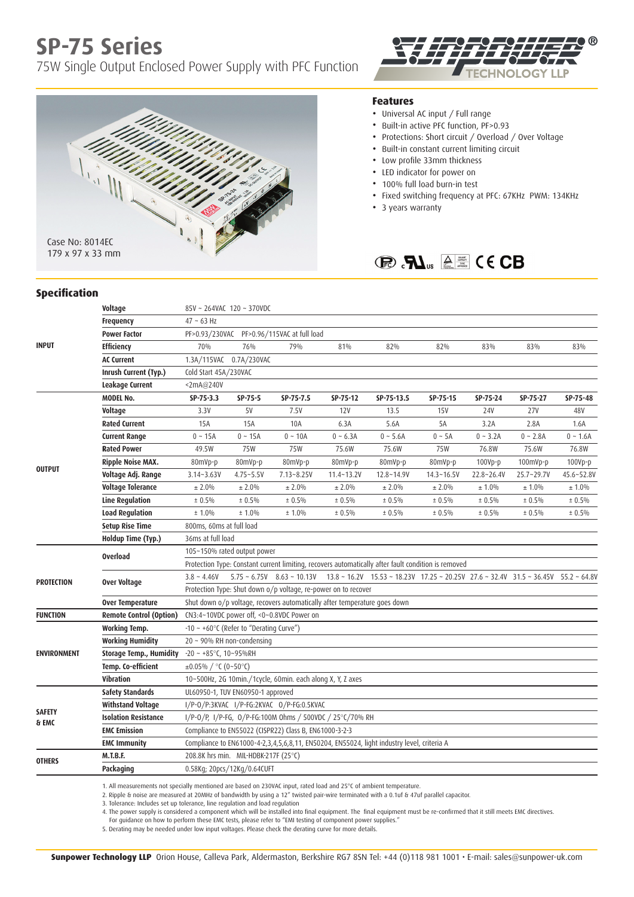# SP-75 Series

75W Single Output Enclosed Power Supply with PFC Function

Case No: 8014EC
179 x 97 x 33 mm

## Features

- Universal AC input / Full range
- Built-in active PFC function, PF>0.93
- Protections: Short circuit / Overload / Over Voltage
- Built-in constant current limiting circuit
- Low profile 33mm thickness
- LED indicator for power on
- 100% full load burn-in test
- Fixed switching frequency at PFC: 67KHz PWM: 134KHz
- 3 years warranty

## Specification

| | | | | | | | | | | |
|---|---|---|---|---|---|---|---|---|---|---|
| INPUT | Voltage | 85V ~ 264VAC 120 ~ 370VDC | | | | | | | | |
| | Frequency | 47 ~ 63 Hz | | | | | | | | |
| | Power Factor | PF>0.93/230VAC PF>0.96/115VAC at full load | | | | | | | | |
| | Efficiency | 70% | 76% | 79% | 81% | 82% | 82% | 83% | 83% | 83% |
| | AC Current | 1.3A/115VAC 0.7A/230VAC | | | | | | | | |
| | Inrush Current (Typ.) | Cold Start 45A/230VAC | | | | | | | | |
| | Leakage Current | <2mA@240V | | | | | | | | |
| OUTPUT | MODEL No. | SP-75-3.3 | SP-75-5 | SP-75-7.5 | SP-75-12 | SP-75-13.5 | SP-75-15 | SP-75-24 | SP-75-27 | SP-75-48 |
| | Voltage | 3.3V | 5V | 7.5V | 12V | 13.5 | 15V | 24V | 27V | 48V |
| | Rated Current | 15A | 15A | 10A | 6.3A | 5.6A | 5A | 3.2A | 2.8A | 1.6A |
| | Current Range | 0 ~ 15A | 0 ~ 15A | 0 ~ 10A | 0 ~ 6.3A | 0 ~ 5.6A | 0 ~ 5A | 0 ~ 3.2A | 0 ~ 2.8A | 0 ~ 1.6A |
| | Rated Power | 49.5W | 75W | 75W | 75.6W | 75.6W | 75W | 76.8W | 75.6W | 76.8W |
| | Ripple Noise MAX. | 80mVp-p | 80mVp-p | 80mVp-p | 80mVp-p | 80mVp-p | 80mVp-p | 100Vp-p | 100mVp-p | 100Vp-p |
| | Voltage Adj. Range | 3.14~3.63V | 4.75~5.5V | 7.13~8.25V | 11.4~13.2V | 12.8~14.9V | 14.3~16.5V | 22.8~26.4V | 25.7~29.7V | 45.6~52.8V |
| | Voltage Tolerance | ± 2.0% | ± 2.0% | ± 2.0% | ± 2.0% | ± 2.0% | ± 2.0% | ± 1.0% | ± 1.0% | ± 1.0% |
| | Line Regulation | ± 0.5% | ± 0.5% | ± 0.5% | ± 0.5% | ± 0.5% | ± 0.5% | ± 0.5% | ± 0.5% | ± 0.5% |
| | Load Regulation | ± 1.0% | ± 1.0% | ± 1.0% | ± 0.5% | ± 0.5% | ± 0.5% | ± 0.5% | ± 0.5% | ± 0.5% |
| | Setup Rise Time | 800ms, 60ms at full load | | | | | | | | |
| | Holdup Time (Typ.) | 36ms at full load | | | | | | | | |
| PROTECTION | Overload | 105~150% rated output power | | | | | | | | |
| | | Protection Type: Constant current limiting, recovers automatically after fault condition is removed | | | | | | | | |
| | Over Voltage | 3.8 ~ 4.46V | 5.75 ~ 6.75V | 8.63 ~ 10.13V | 13.8 ~ 16.2V | 15.53 ~ 18.23V | 17.25 ~ 20.25V | 27.6 ~ 32.4V | 31.5 ~ 36.45V | 55.2 ~ 64.8V |
| | | Protection Type: Shut down o/p voltage, re-power on to recover | | | | | | | | |
| | Over Temperature | Shut down o/p voltage, recovers automatically after temperature goes down | | | | | | | | |
| FUNCTION | Remote Control (Option) | CN3:4~10VDC power off, <0~0.8VDC Power on | | | | | | | | |
| ENVIRONMENT | Working Temp. | -10 ~ +60°C (Refer to "Derating Curve") | | | | | | | | |
| | Working Humidity | 20 ~ 90% RH non-condensing | | | | | | | | |
| | Storage Temp., Humidity | -20 ~ +85°C, 10~95%RH | | | | | | | | |
| | Temp. Co-efficient | ±0.05% / °C (0~50°C) | | | | | | | | |
| | Vibration | 10~500Hz, 2G 10min./1cycle, 60min. each along X, Y, Z axes | | | | | | | | |
| SAFETY & EMC | Safety Standards | UL60950-1, TUV EN60950-1 approved | | | | | | | | |
| | Withstand Voltage | I/P-O/P:3KVAC I/P-FG:2KVAC O/P-FG:0.5KVAC | | | | | | | | |
| | Isolation Resistance | I/P-O/P, I/P-FG, O/P-FG:100M Ohms / 500VDC / 25°C/70% RH | | | | | | | | |
| | EMC Emission | Compliance to EN55022 (CISPR22) Class B, EN61000-3-2-3 | | | | | | | | |
| | EMC Immunity | Compliance to EN61000-4-2,3,4,5,6,8,11, EN50204, EN55024, light industry level, criteria A | | | | | | | | |
| OTHERS | M.T.B.F. | 208.8K hrs min. MIL-HDBK-217F (25°C) | | | | | | | | |
| | Packaging | 0.58Kg; 20pcs/12Kg/0.64CUFT | | | | | | | | |

1. All measurements not specially mentioned are based on 230VAC input, rated load and 25°C of ambient temperature.
2. Ripple & noise are measured at 20MHz of bandwidth by using a 12" twisted pair-wire terminated with a 0.1uf & 47uf parallel capacitor.
3. Tolerance: Includes set up tolerance, line regulation and load regulation
4. The power supply is considered a component which will be installed into final equipment. The final equipment must be re-confirmed that it still meets EMC directives. For guidance on how to perform these EMC tests, please refer to "EMI testing of component power supplies."
5. Derating may be needed under low input voltages. Please check the derating curve for more details.

**Sunpower Technology LLP** Orion House, Calleva Park, Aldermaston, Berkshire RG7 8SN Tel: +44 (0)118 981 1001 • E-mail: sales@sunpower-uk.com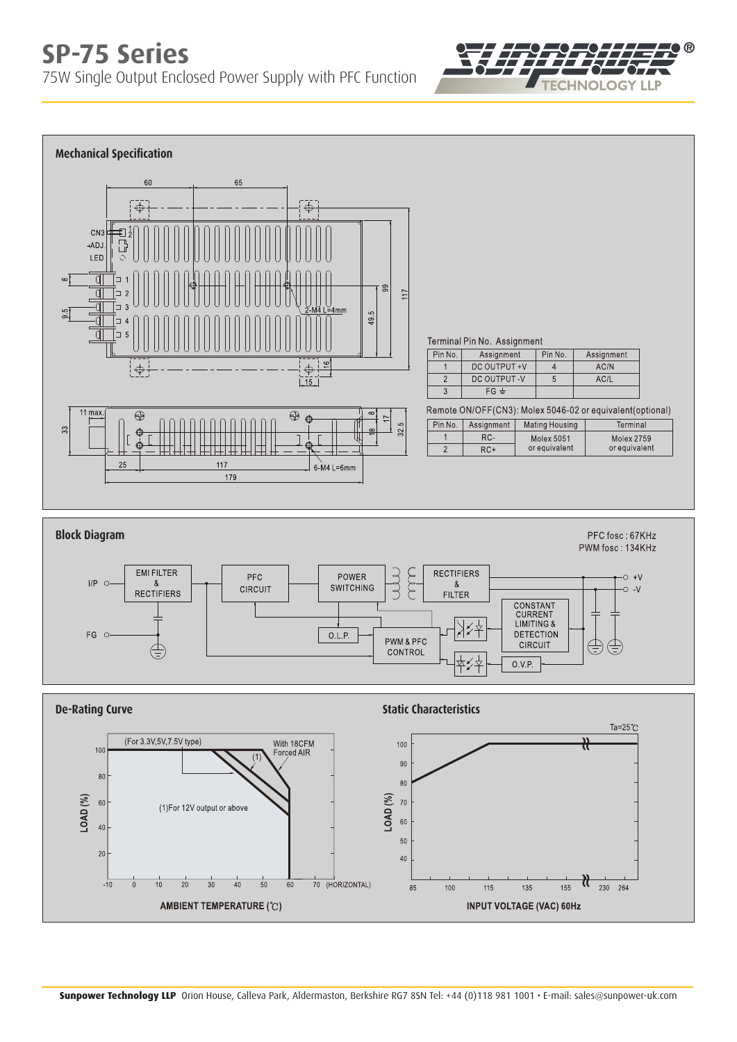# SP-75 Series

75W Single Output Enclosed Power Supply with PFC Function

## Mechanical Specification

60
65
CN3
ADJ.
LED
8
9.5
1
2
3
4
5
2-M4 L=4mm
49.5
99
117
16
15
11 max.
33
8
18
17
32.5
25
117
179
6-M4 L=6mm

Terminal Pin No. Assignment

| Pin No. | Assignment | Pin No. | Assignment |
|---|---|---|---|
| 1 | DC OUTPUT +V | 4 | AC/N |
| 2 | DC OUTPUT -V | 5 | AC/L |
| 3 | FG ⏚ | | |

Remote ON/OFF(CN3): Molex 5046-02 or equivalent(optional)

| Pin No. | Assignment | Mating Housing | Terminal |
|---|---|---|---|
| 1 | RC- | Molex 5051 or equivalent | Molex 2759 or equivalent |
| 2 | RC+ | | |

## Block Diagram

PFC fosc : 67KHz
PWM fosc : 134KHz

I/P
FG
EMI FILTER & RECTIFIERS
PFC CIRCUIT
POWER SWITCHING
RECTIFIERS & FILTER
CONSTANT CURRENT LIMITING & DETECTION CIRCUIT
O.L.P.
PWM & PFC CONTROL
O.V.P.
+V
-V

## De-Rating Curve

(For 3.3V,5V,7.5V type)
With 18CFM Forced AIR
(1)
(1)For 12V output or above
LOAD (%)
AMBIENT TEMPERATURE (℃)
-10 0 10 20 30 40 50 60 70 (HORIZONTAL)
100 80 60 40 20

## Static Characteristics

Ta=25℃
LOAD (%)
100 90 80 70 60 50 40
INPUT VOLTAGE (VAC) 60Hz
85 100 115 135 155 230 264